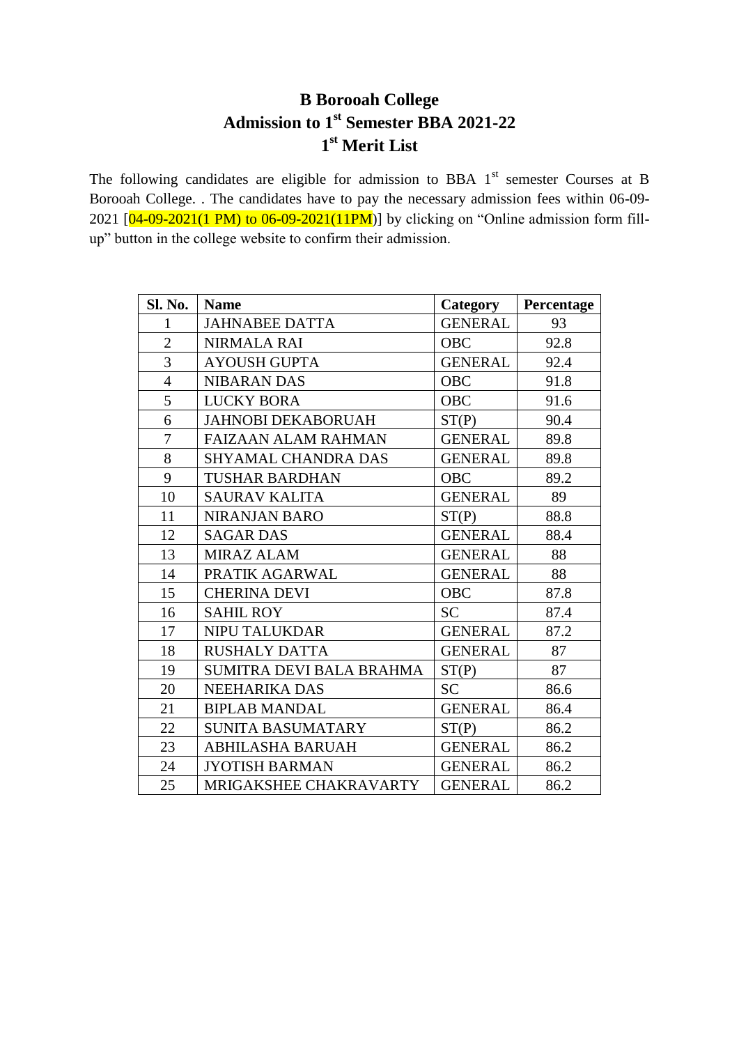# B Borooah College
## Admission to 1st Semester BBA 2021-22
## 1st Merit List

The following candidates are eligible for admission to BBA 1st semester Courses at B Borooah College. . The candidates have to pay the necessary admission fees within 06-09-2021 [04-09-2021(1 PM) to 06-09-2021(11PM)] by clicking on "Online admission form fill-up" button in the college website to confirm their admission.

| Sl. No. | Name | Category | Percentage |
|---|---|---|---|
| 1 | JAHNABEE DATTA | GENERAL | 93 |
| 2 | NIRMALA RAI | OBC | 92.8 |
| 3 | AYOUSH GUPTA | GENERAL | 92.4 |
| 4 | NIBARAN DAS | OBC | 91.8 |
| 5 | LUCKY BORA | OBC | 91.6 |
| 6 | JAHNOBI DEKABORUAH | ST(P) | 90.4 |
| 7 | FAIZAAN ALAM RAHMAN | GENERAL | 89.8 |
| 8 | SHYAMAL CHANDRA DAS | GENERAL | 89.8 |
| 9 | TUSHAR BARDHAN | OBC | 89.2 |
| 10 | SAURAV KALITA | GENERAL | 89 |
| 11 | NIRANJAN BARO | ST(P) | 88.8 |
| 12 | SAGAR DAS | GENERAL | 88.4 |
| 13 | MIRAZ ALAM | GENERAL | 88 |
| 14 | PRATIK AGARWAL | GENERAL | 88 |
| 15 | CHERINA DEVI | OBC | 87.8 |
| 16 | SAHIL ROY | SC | 87.4 |
| 17 | NIPU TALUKDAR | GENERAL | 87.2 |
| 18 | RUSHALY DATTA | GENERAL | 87 |
| 19 | SUMITRA DEVI BALA BRAHMA | ST(P) | 87 |
| 20 | NEEHARIKA DAS | SC | 86.6 |
| 21 | BIPLAB MANDAL | GENERAL | 86.4 |
| 22 | SUNITA BASUMATARY | ST(P) | 86.2 |
| 23 | ABHILASHA BARUAH | GENERAL | 86.2 |
| 24 | JYOTISH BARMAN | GENERAL | 86.2 |
| 25 | MRIGAKSHEE CHAKRAVARTY | GENERAL | 86.2 |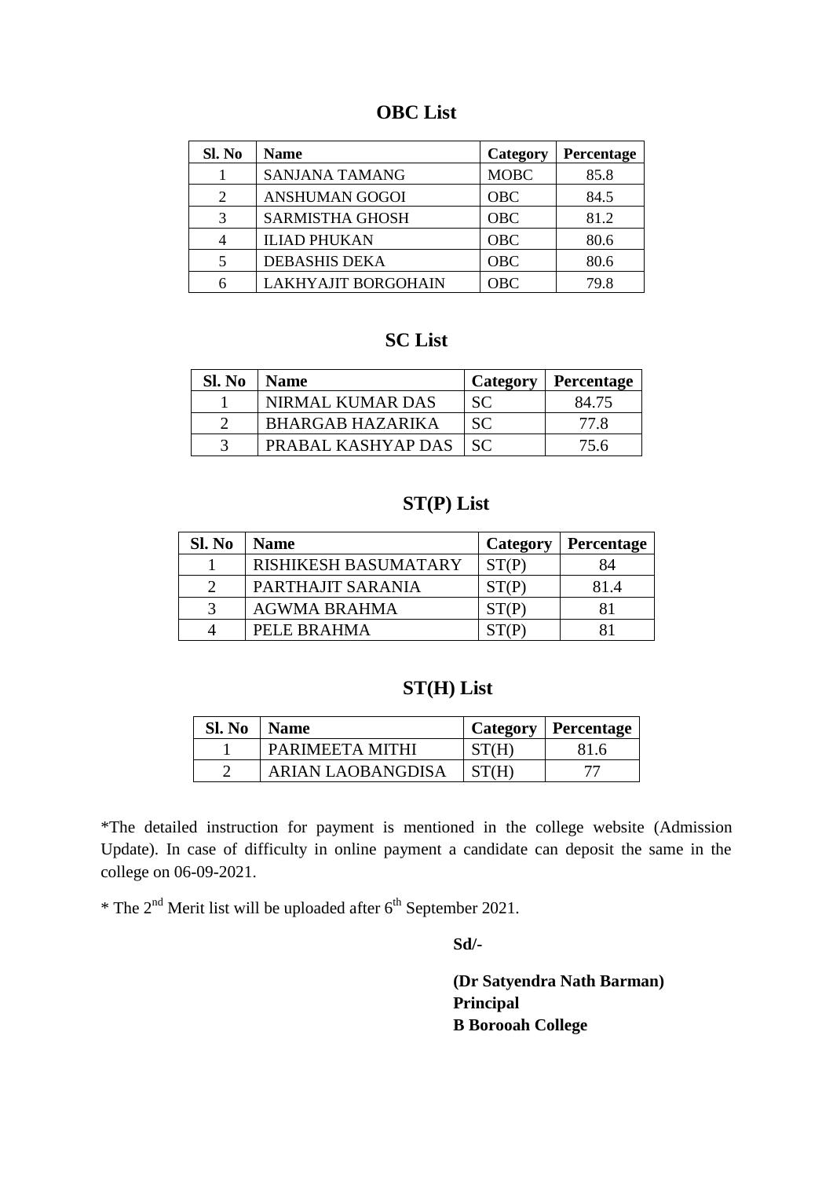## OBC List

| Sl. No | Name | Category | Percentage |
|---|---|---|---|
| 1 | SANJANA TAMANG | MOBC | 85.8 |
| 2 | ANSHUMAN GOGOI | OBC | 84.5 |
| 3 | SARMISTHA GHOSH | OBC | 81.2 |
| 4 | ILIAD PHUKAN | OBC | 80.6 |
| 5 | DEBASHIS DEKA | OBC | 80.6 |
| 6 | LAKHYAJIT BORGOHAIN | OBC | 79.8 |

## SC List

| Sl. No | Name | Category | Percentage |
|---|---|---|---|
| 1 | NIRMAL KUMAR DAS | SC | 84.75 |
| 2 | BHARGAB HAZARIKA | SC | 77.8 |
| 3 | PRABAL KASHYAP DAS | SC | 75.6 |

## ST(P) List

| Sl. No | Name | Category | Percentage |
|---|---|---|---|
| 1 | RISHIKESH BASUMATARY | ST(P) | 84 |
| 2 | PARTHAJIT SARANIA | ST(P) | 81.4 |
| 3 | AGWMA BRAHMA | ST(P) | 81 |
| 4 | PELE BRAHMA | ST(P) | 81 |

## ST(H) List

| Sl. No | Name | Category | Percentage |
|---|---|---|---|
| 1 | PARIMEETA MITHI | ST(H) | 81.6 |
| 2 | ARIAN LAOBANGDISA | ST(H) | 77 |

*The detailed instruction for payment is mentioned in the college website (Admission Update). In case of difficulty in online payment a candidate can deposit the same in the college on 06-09-2021.

* The 2nd Merit list will be uploaded after 6th September 2021.

**Sd/-**

**(Dr Satyendra Nath Barman)**
**Principal**
**B Borooah College**